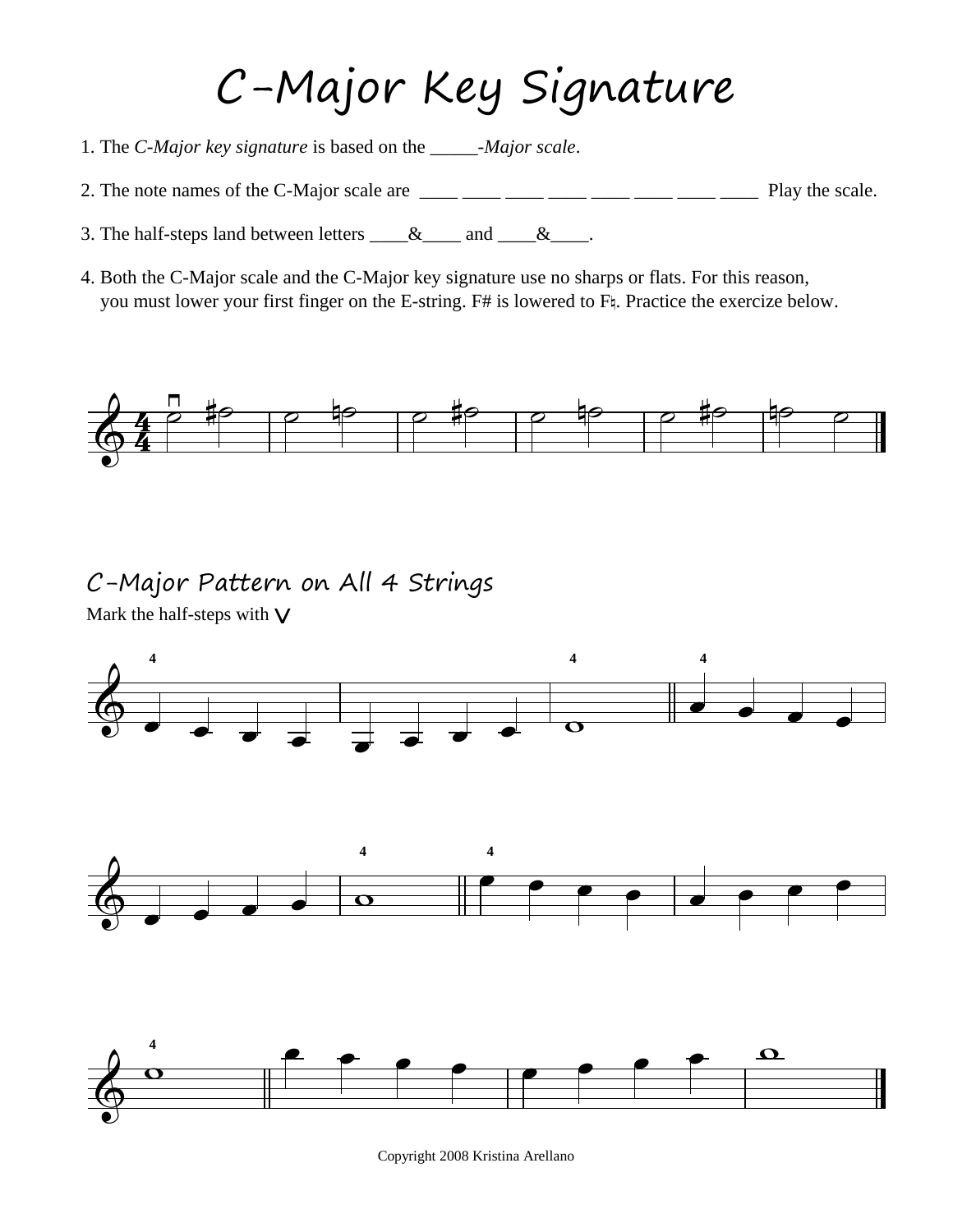# C-Major Key Signature

1. The *C-Major key signature* is based on the _____-*Major scale*.

2. The note names of the C-Major scale are ____ ____ ____ ____ ____ ____ ____ ____ Play the scale.

3. The half-steps land between letters ____&____ and ____&____.

4. Both the C-Major scale and the C-Major key signature use no sharps or flats. For this reason, you must lower your first finger on the E-string. F# is lowered to F♮. Practice the exercize below.

## C-Major Pattern on All 4 Strings

Mark the half-steps with V

Copyright 2008 Kristina Arellano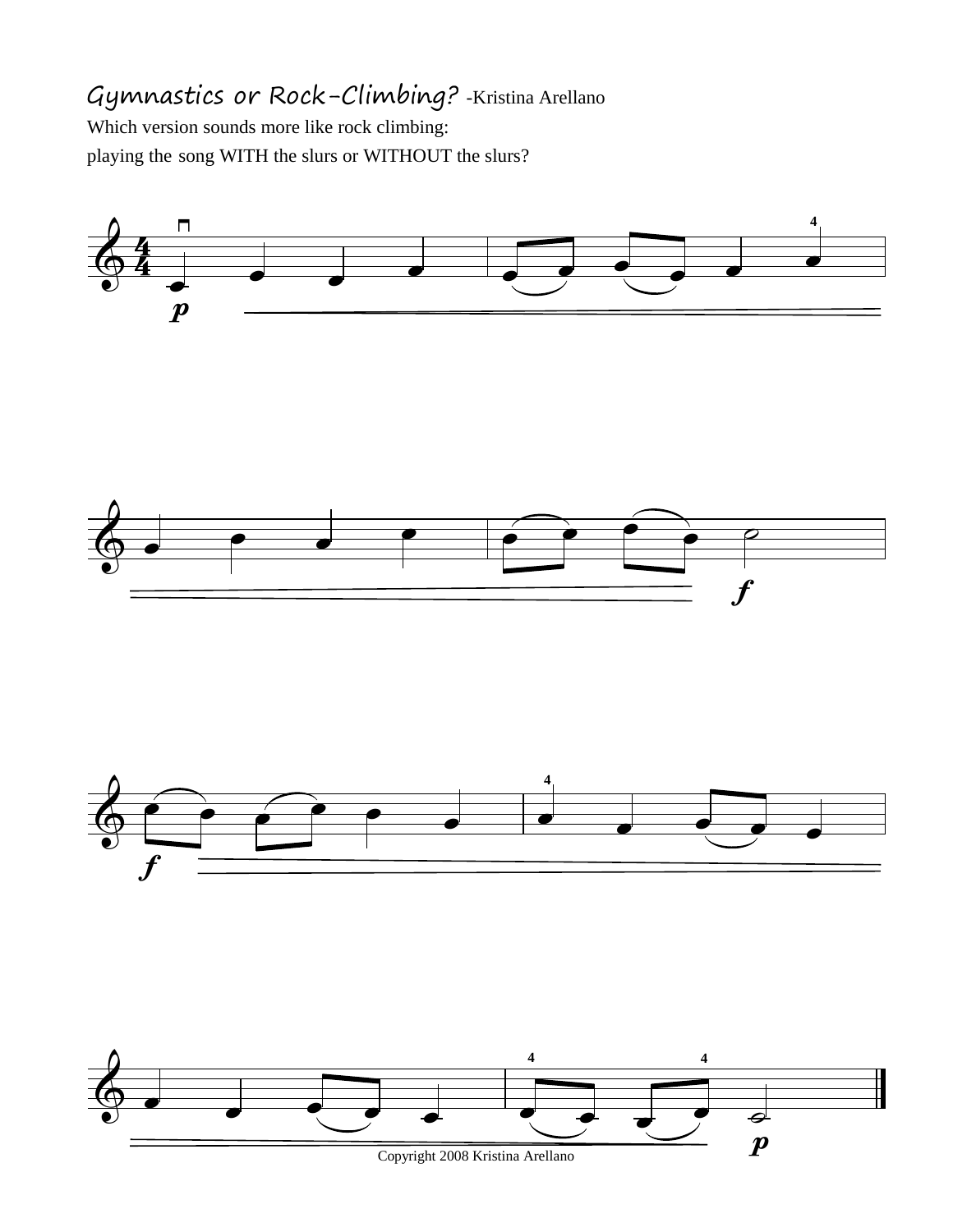Gymnastics or Rock-Climbing? -Kristina Arellano

Which version sounds more like rock climbing:

playing the song WITH the slurs or WITHOUT the slurs?

Copyright 2008 Kristina Arellano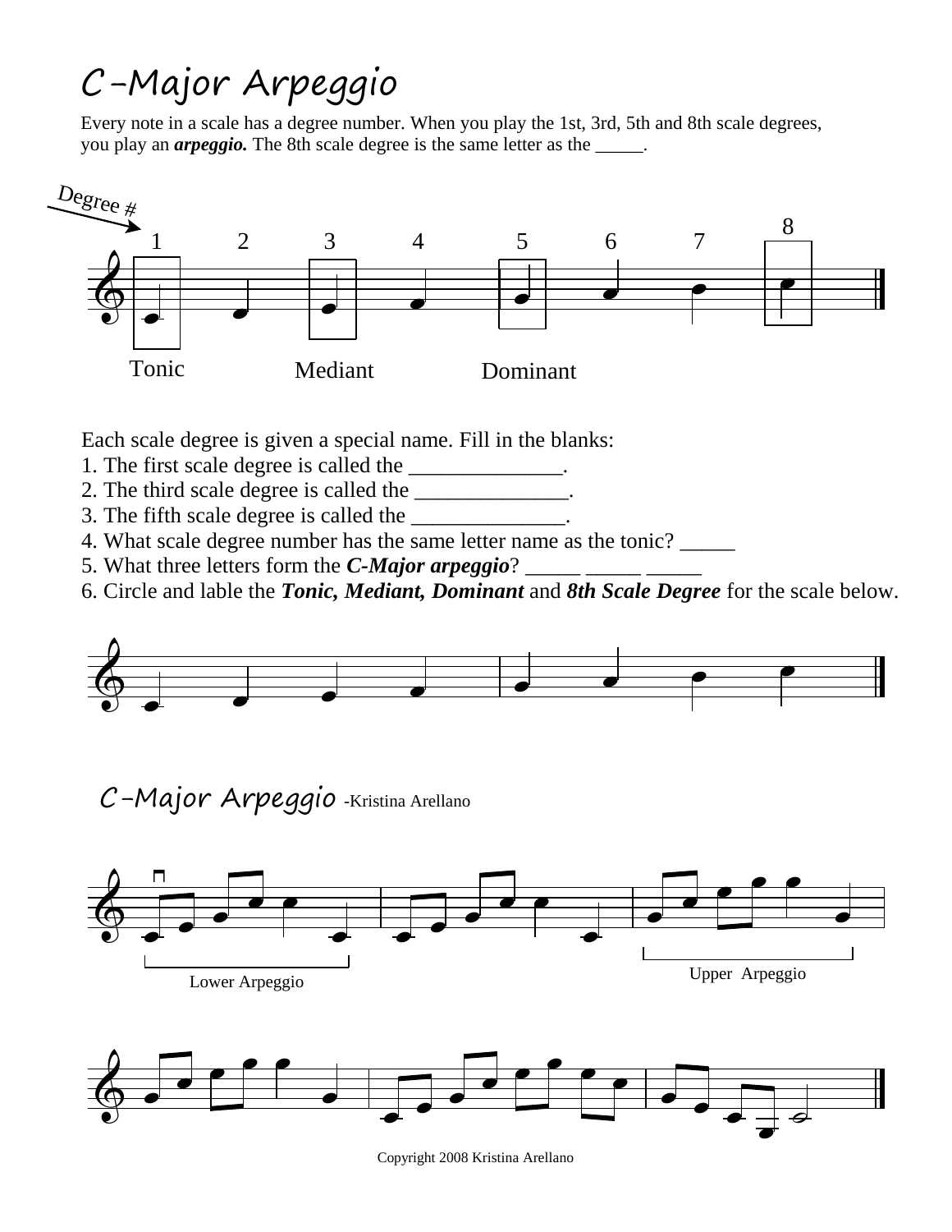# C-Major Arpeggio

Every note in a scale has a degree number. When you play the 1st, 3rd, 5th and 8th scale degrees, you play an ***arpeggio.*** The 8th scale degree is the same letter as the _____.

Degree #

1 2 3 4 5 6 7 8

Tonic Mediant Dominant

Each scale degree is given a special name. Fill in the blanks:

1. The first scale degree is called the ______________.
2. The third scale degree is called the ______________.
3. The fifth scale degree is called the ______________.
4. What scale degree number has the same letter name as the tonic? _____
5. What three letters form the ***C-Major arpeggio***? _____ _____ _____
6. Circle and lable the ***Tonic, Mediant, Dominant*** and ***8th Scale Degree*** for the scale below.

## C-Major Arpeggio -Kristina Arellano

Lower Arpeggio

Upper Arpeggio

Copyright 2008 Kristina Arellano